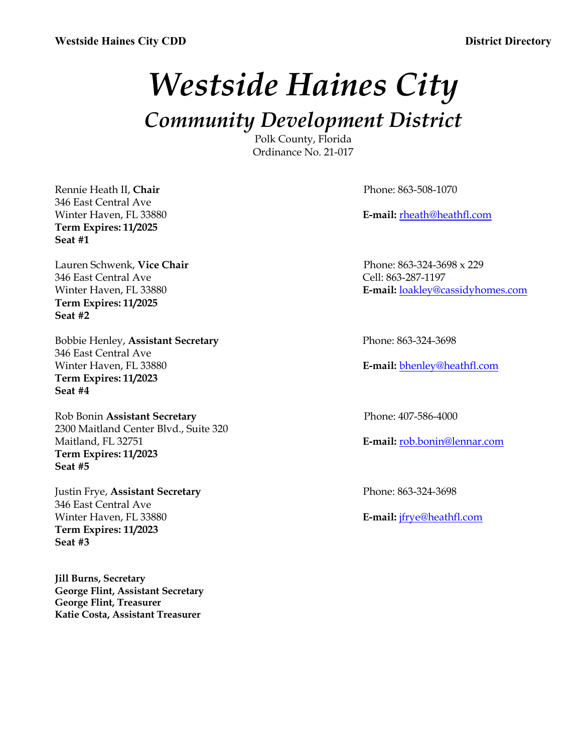# *Westside Haines City*

## *Community Development District*

Polk County, Florida
Ordinance No. 21-017

Rennie Heath II, **Chair**
346 East Central Ave
Winter Haven, FL 33880
**Term Expires: 11/2025**
**Seat #1**

Phone: 863-508-1070
**E-mail:** rheath@heathfl.com

Lauren Schwenk, **Vice Chair**
346 East Central Ave
Winter Haven, FL 33880
**Term Expires: 11/2025**
**Seat #2**

Phone: 863-324-3698 x 229
Cell: 863-287-1197
**E-mail:** loakley@cassidyhomes.com

Bobbie Henley, **Assistant Secretary**
346 East Central Ave
Winter Haven, FL 33880
**Term Expires: 11/2023**
**Seat #4**

Phone: 863-324-3698
**E-mail:** bhenley@heathfl.com

Rob Bonin **Assistant Secretary**
2300 Maitland Center Blvd., Suite 320
Maitland, FL 32751
**Term Expires: 11/2023**
**Seat #5**

Phone: 407-586-4000
**E-mail:** rob.bonin@lennar.com

Justin Frye, **Assistant Secretary**
346 East Central Ave
Winter Haven, FL 33880
**Term Expires: 11/2023**
**Seat #3**

Phone: 863-324-3698
**E-mail:** jfrye@heathfl.com

**Jill Burns, Secretary**
**George Flint, Assistant Secretary**
**George Flint, Treasurer**
**Katie Costa, Assistant Treasurer**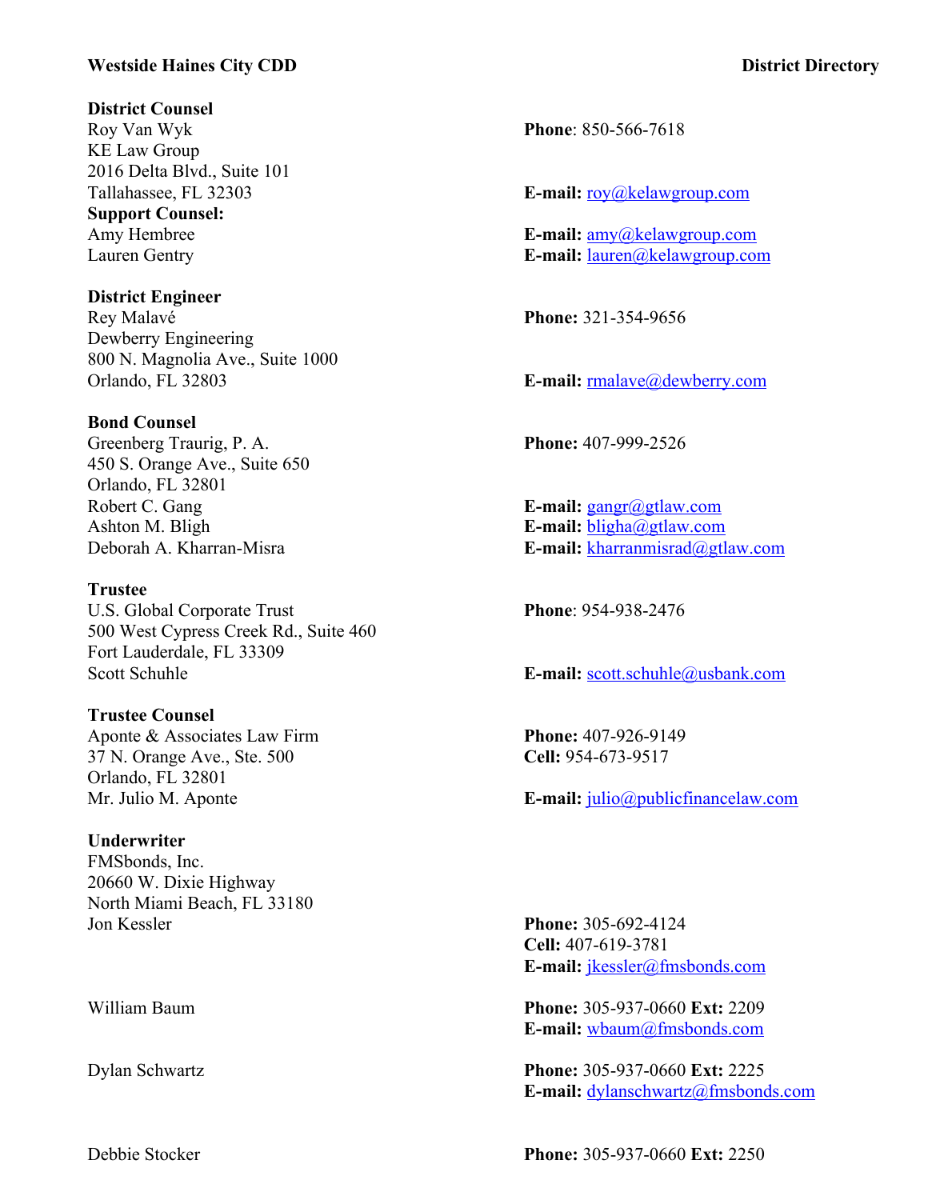**Westside Haines City CDD** **District Directory**

**District Counsel**
Roy Van Wyk
KE Law Group
2016 Delta Blvd., Suite 101
Tallahassee, FL 32303
**Phone**: 850-566-7618
**E-mail:** roy@kelawgroup.com

**Support Counsel:**
Amy Hembree — **E-mail:** amy@kelawgroup.com
Lauren Gentry — **E-mail:** lauren@kelawgroup.com

**District Engineer**
Rey Malavé
Dewberry Engineering
800 N. Magnolia Ave., Suite 1000
Orlando, FL 32803
**Phone:** 321-354-9656
**E-mail:** rmalave@dewberry.com

**Bond Counsel**
Greenberg Traurig, P. A.
450 S. Orange Ave., Suite 650
Orlando, FL 32801
**Phone:** 407-999-2526
Robert C. Gang — **E-mail:** gangr@gtlaw.com
Ashton M. Bligh — **E-mail:** bligha@gtlaw.com
Deborah A. Kharran-Misra — **E-mail:** kharranmisrad@gtlaw.com

**Trustee**
U.S. Global Corporate Trust
500 West Cypress Creek Rd., Suite 460
Fort Lauderdale, FL 33309
Scott Schuhle
**Phone**: 954-938-2476
**E-mail:** scott.schuhle@usbank.com

**Trustee Counsel**
Aponte & Associates Law Firm
37 N. Orange Ave., Ste. 500
Orlando, FL 32801
Mr. Julio M. Aponte
**Phone:** 407-926-9149
**Cell:** 954-673-9517
**E-mail:** julio@publicfinancelaw.com

**Underwriter**
FMSbonds, Inc.
20660 W. Dixie Highway
North Miami Beach, FL 33180

Jon Kessler
**Phone:** 305-692-4124
**Cell:** 407-619-3781
**E-mail:** jkessler@fmsbonds.com

William Baum
**Phone:** 305-937-0660 **Ext:** 2209
**E-mail:** wbaum@fmsbonds.com

Dylan Schwartz
**Phone:** 305-937-0660 **Ext:** 2225
**E-mail:** dylanschwartz@fmsbonds.com

Debbie Stocker
**Phone:** 305-937-0660 **Ext:** 2250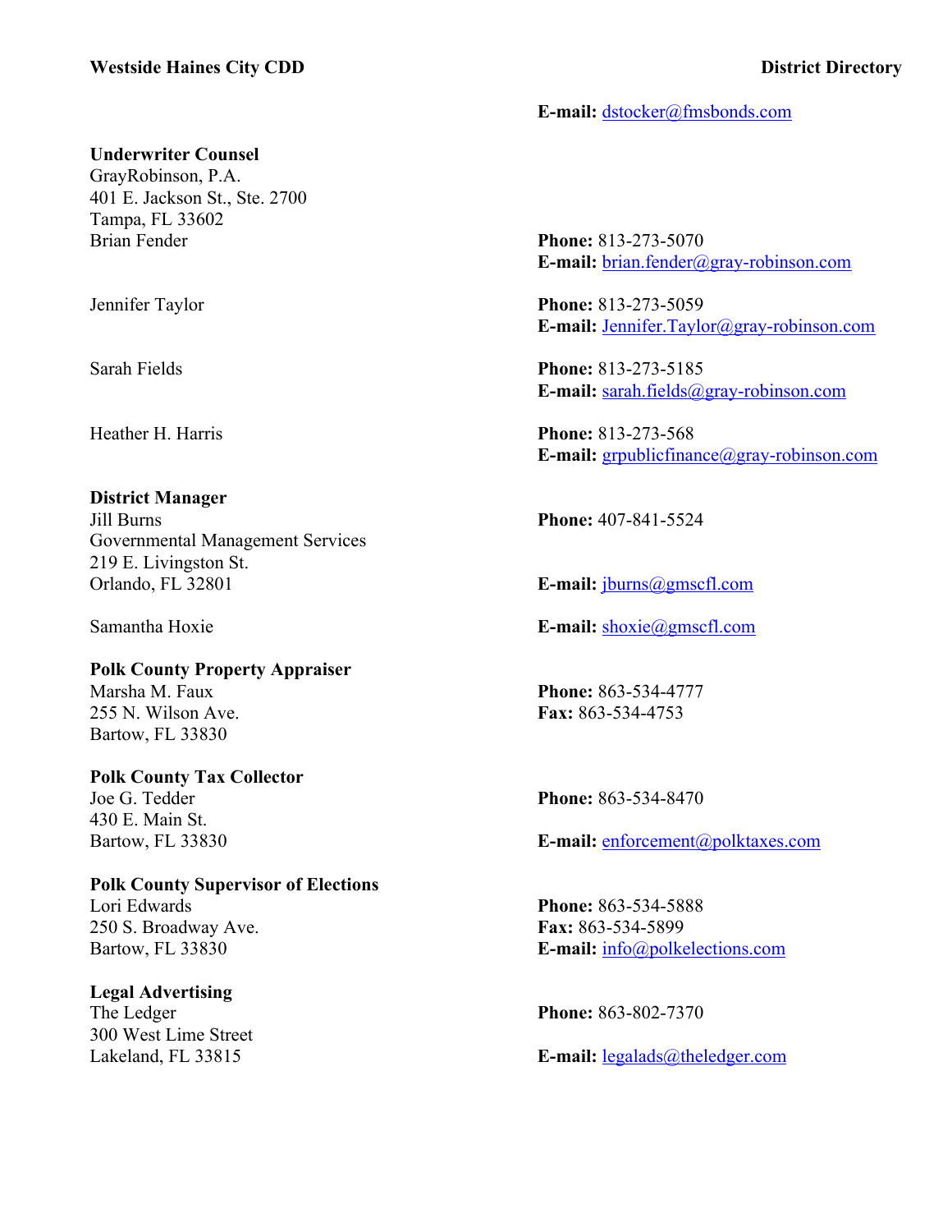**E-mail:** dstocker@fmsbonds.com

**Underwriter Counsel**
GrayRobinson, P.A.
401 E. Jackson St., Ste. 2700
Tampa, FL 33602
Brian Fender
**Phone:** 813-273-5070
**E-mail:** brian.fender@gray-robinson.com

Jennifer Taylor
**Phone:** 813-273-5059
**E-mail:** Jennifer.Taylor@gray-robinson.com

Sarah Fields
**Phone:** 813-273-5185
**E-mail:** sarah.fields@gray-robinson.com

Heather H. Harris
**Phone:** 813-273-568
**E-mail:** grpublicfinance@gray-robinson.com

**District Manager**
Jill Burns
Governmental Management Services
219 E. Livingston St.
Orlando, FL 32801
**Phone:** 407-841-5524
**E-mail:** jburns@gmscfl.com

Samantha Hoxie
**E-mail:** shoxie@gmscfl.com

**Polk County Property Appraiser**
Marsha M. Faux
255 N. Wilson Ave.
Bartow, FL 33830
**Phone:** 863-534-4777
**Fax:** 863-534-4753

**Polk County Tax Collector**
Joe G. Tedder
430 E. Main St.
Bartow, FL 33830
**Phone:** 863-534-8470
**E-mail:** enforcement@polktaxes.com

**Polk County Supervisor of Elections**
Lori Edwards
250 S. Broadway Ave.
Bartow, FL 33830
**Phone:** 863-534-5888
**Fax:** 863-534-5899
**E-mail:** info@polkelections.com

**Legal Advertising**
The Ledger
300 West Lime Street
Lakeland, FL 33815
**Phone:** 863-802-7370
**E-mail:** legalads@theledger.com